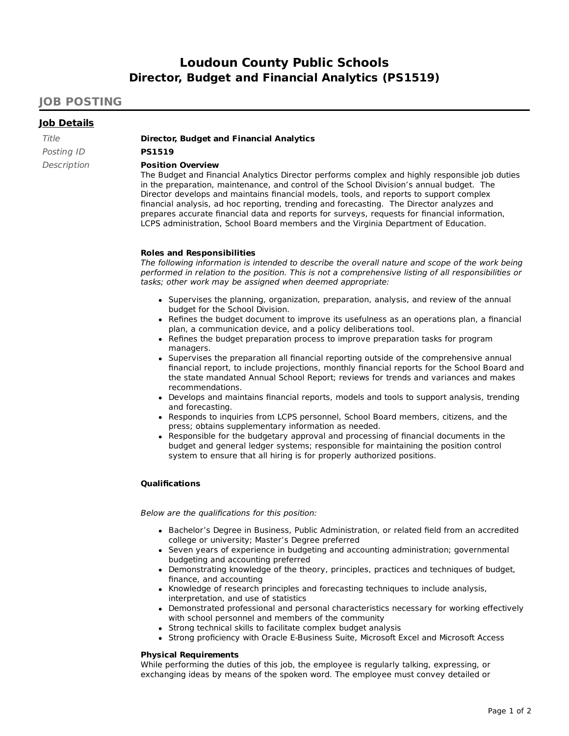# Loudoun County Public Schools
## Director, Budget and Financial Analytics (PS1519)

## JOB POSTING

### Job Details

*Title* **Director, Budget and Financial Analytics**

*Posting ID* **PS1519**

*Description*

**Position Overview**

The Budget and Financial Analytics Director performs complex and highly responsible job duties in the preparation, maintenance, and control of the School Division's annual budget. The Director develops and maintains financial models, tools, and reports to support complex financial analysis, ad hoc reporting, trending and forecasting. The Director analyzes and prepares accurate financial data and reports for surveys, requests for financial information, LCPS administration, School Board members and the Virginia Department of Education.

**Roles and Responsibilities**

*The following information is intended to describe the overall nature and scope of the work being performed in relation to the position. This is not a comprehensive listing of all responsibilities or tasks; other work may be assigned when deemed appropriate:*

- Supervises the planning, organization, preparation, analysis, and review of the annual budget for the School Division.
- Refines the budget document to improve its usefulness as an operations plan, a financial plan, a communication device, and a policy deliberations tool.
- Refines the budget preparation process to improve preparation tasks for program managers.
- Supervises the preparation all financial reporting outside of the comprehensive annual financial report, to include projections, monthly financial reports for the School Board and the state mandated Annual School Report; reviews for trends and variances and makes recommendations.
- Develops and maintains financial reports, models and tools to support analysis, trending and forecasting.
- Responds to inquiries from LCPS personnel, School Board members, citizens, and the press; obtains supplementary information as needed.
- Responsible for the budgetary approval and processing of financial documents in the budget and general ledger systems; responsible for maintaining the position control system to ensure that all hiring is for properly authorized positions.

**Qualifications**

*Below are the qualifications for this position:*

- Bachelor's Degree in Business, Public Administration, or related field from an accredited college or university; Master's Degree preferred
- Seven years of experience in budgeting and accounting administration; governmental budgeting and accounting preferred
- Demonstrating knowledge of the theory, principles, practices and techniques of budget, finance, and accounting
- Knowledge of research principles and forecasting techniques to include analysis, interpretation, and use of statistics
- Demonstrated professional and personal characteristics necessary for working effectively with school personnel and members of the community
- Strong technical skills to facilitate complex budget analysis
- Strong proficiency with Oracle E-Business Suite, Microsoft Excel and Microsoft Access

**Physical Requirements**

While performing the duties of this job, the employee is regularly talking, expressing, or exchanging ideas by means of the spoken word. The employee must convey detailed or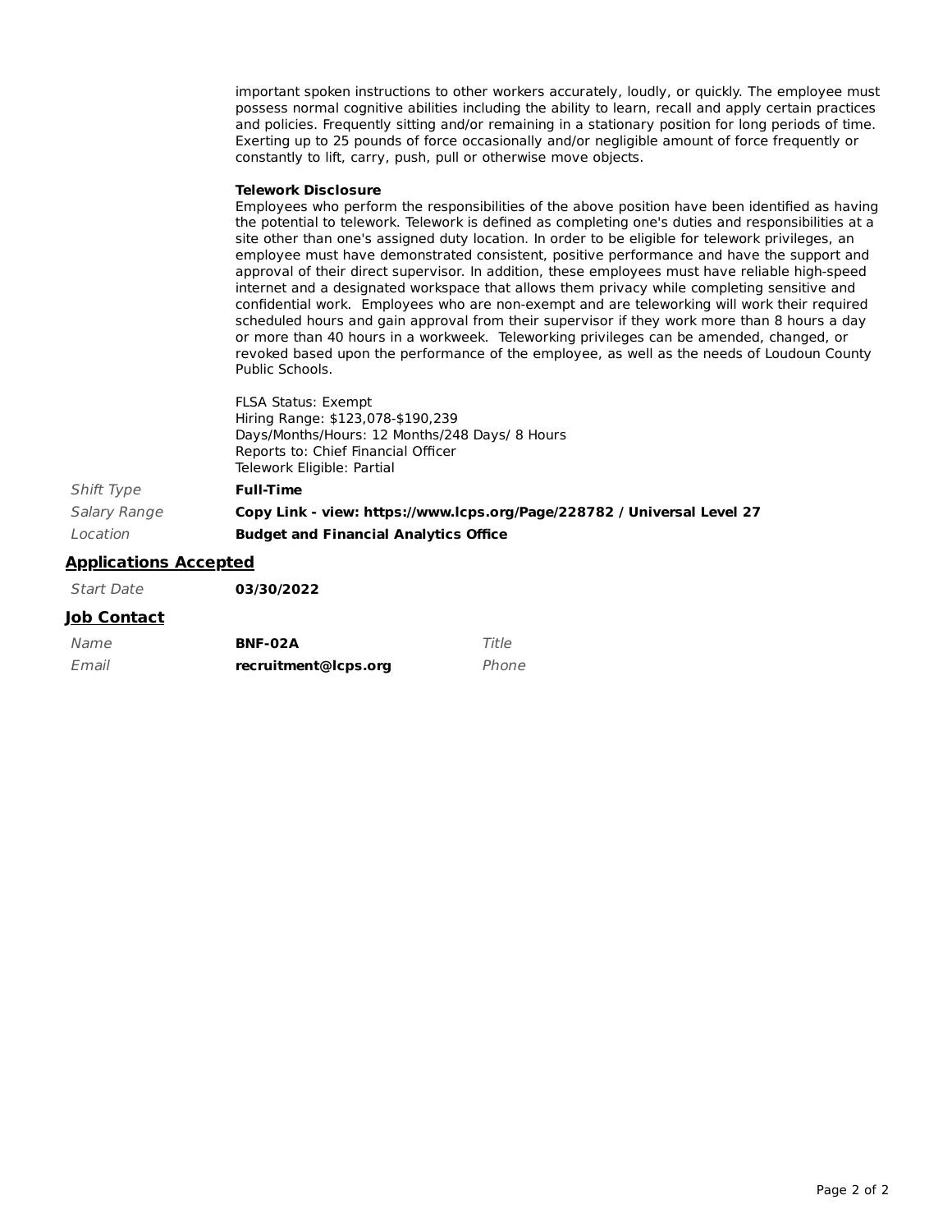important spoken instructions to other workers accurately, loudly, or quickly. The employee must possess normal cognitive abilities including the ability to learn, recall and apply certain practices and policies. Frequently sitting and/or remaining in a stationary position for long periods of time. Exerting up to 25 pounds of force occasionally and/or negligible amount of force frequently or constantly to lift, carry, push, pull or otherwise move objects.

**Telework Disclosure**
Employees who perform the responsibilities of the above position have been identified as having the potential to telework. Telework is defined as completing one's duties and responsibilities at a site other than one's assigned duty location. In order to be eligible for telework privileges, an employee must have demonstrated consistent, positive performance and have the support and approval of their direct supervisor. In addition, these employees must have reliable high-speed internet and a designated workspace that allows them privacy while completing sensitive and confidential work. Employees who are non-exempt and are teleworking will work their required scheduled hours and gain approval from their supervisor if they work more than 8 hours a day or more than 40 hours in a workweek. Teleworking privileges can be amended, changed, or revoked based upon the performance of the employee, as well as the needs of Loudoun County Public Schools.

FLSA Status: Exempt
Hiring Range: $123,078-$190,239
Days/Months/Hours: 12 Months/248 Days/ 8 Hours
Reports to: Chief Financial Officer
Telework Eligible: Partial

| | |
|---|---|
| *Shift Type* | **Full-Time** |
| *Salary Range* | **Copy Link - view: https://www.lcps.org/Page/228782 / Universal Level 27** |
| *Location* | **Budget and Financial Analytics Office** |

## Applications Accepted

| | |
|---|---|
| *Start Date* | **03/30/2022** |

## Job Contact

| | | | |
|---|---|---|---|
| *Name* | **BNF-02A** | *Title* | |
| *Email* | **recruitment@lcps.org** | *Phone* | |